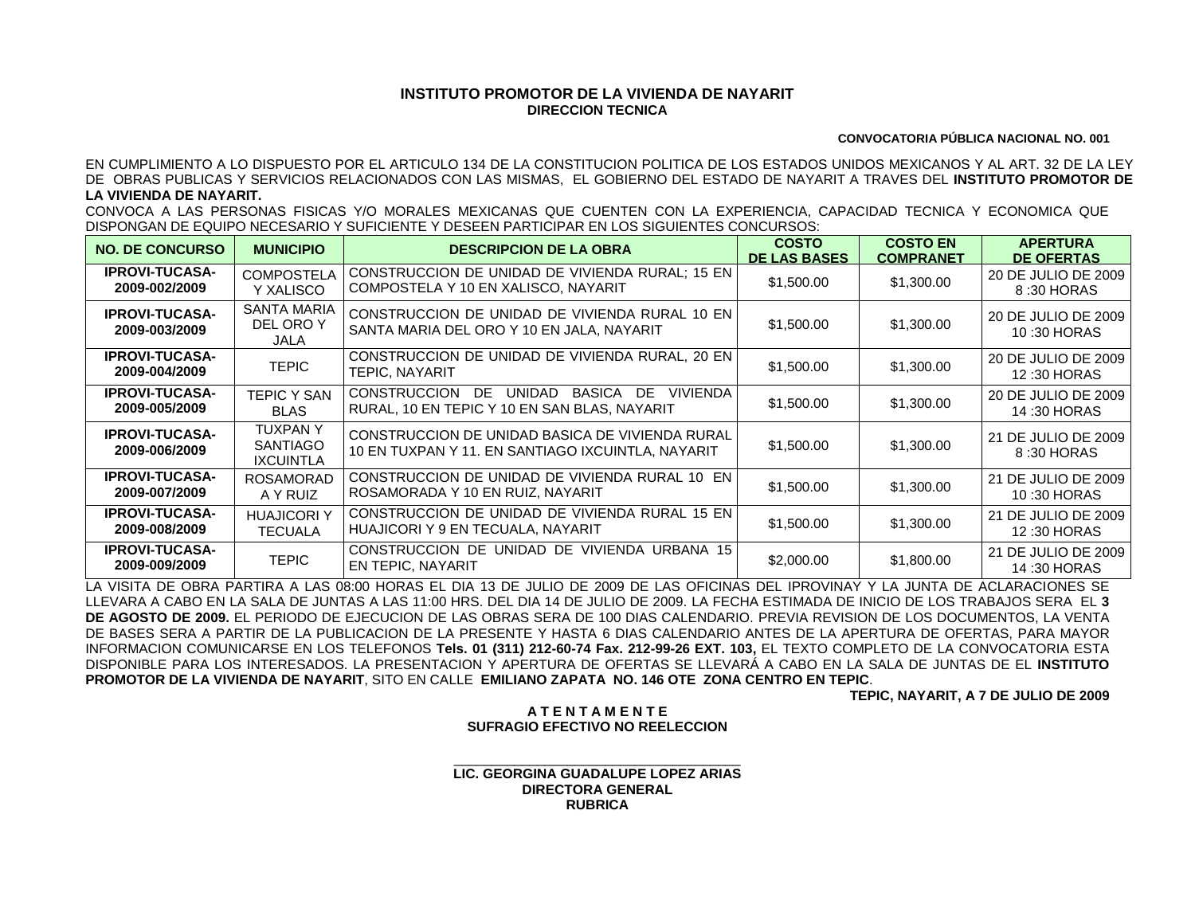**INSTITUTO PROMOTOR DE LA VIVIENDA DE NAYARIT**
**DIRECCION TECNICA**

**CONVOCATORIA PÚBLICA NACIONAL NO. 001**

EN CUMPLIMIENTO A LO DISPUESTO POR EL ARTICULO 134 DE LA CONSTITUCION POLITICA DE LOS ESTADOS UNIDOS MEXICANOS Y AL ART. 32 DE LA LEY DE OBRAS PUBLICAS Y SERVICIOS RELACIONADOS CON LAS MISMAS, EL GOBIERNO DEL ESTADO DE NAYARIT A TRAVES DEL **INSTITUTO PROMOTOR DE LA VIVIENDA DE NAYARIT.**
CONVOCA A LAS PERSONAS FISICAS Y/O MORALES MEXICANAS QUE CUENTEN CON LA EXPERIENCIA, CAPACIDAD TECNICA Y ECONOMICA QUE DISPONGAN DE EQUIPO NECESARIO Y SUFICIENTE Y DESEEN PARTICIPAR EN LOS SIGUIENTES CONCURSOS:

| NO. DE CONCURSO | MUNICIPIO | DESCRIPCION DE LA OBRA | COSTO DE LAS BASES | COSTO EN COMPRANET | APERTURA DE OFERTAS |
|---|---|---|---|---|---|
| **IPROVI-TUCASA-2009-002/2009** | COMPOSTELA Y XALISCO | CONSTRUCCION DE UNIDAD DE VIVIENDA RURAL; 15 EN COMPOSTELA Y 10 EN XALISCO, NAYARIT | $1,500.00 | $1,300.00 | 20 DE JULIO DE 2009 8 :30 HORAS |
| **IPROVI-TUCASA-2009-003/2009** | SANTA MARIA DEL ORO Y JALA | CONSTRUCCION DE UNIDAD DE VIVIENDA RURAL 10 EN SANTA MARIA DEL ORO Y 10 EN JALA, NAYARIT | $1,500.00 | $1,300.00 | 20 DE JULIO DE 2009 10 :30 HORAS |
| **IPROVI-TUCASA-2009-004/2009** | TEPIC | CONSTRUCCION DE UNIDAD DE VIVIENDA RURAL, 20 EN TEPIC, NAYARIT | $1,500.00 | $1,300.00 | 20 DE JULIO DE 2009 12 :30 HORAS |
| **IPROVI-TUCASA-2009-005/2009** | TEPIC Y SAN BLAS | CONSTRUCCION DE UNIDAD BASICA DE VIVIENDA RURAL, 10 EN TEPIC Y 10 EN SAN BLAS, NAYARIT | $1,500.00 | $1,300.00 | 20 DE JULIO DE 2009 14 :30 HORAS |
| **IPROVI-TUCASA-2009-006/2009** | TUXPAN Y SANTIAGO IXCUINTLA | CONSTRUCCION DE UNIDAD BASICA DE VIVIENDA RURAL 10 EN TUXPAN Y 11. EN SANTIAGO IXCUINTLA, NAYARIT | $1,500.00 | $1,300.00 | 21 DE JULIO DE 2009 8 :30 HORAS |
| **IPROVI-TUCASA-2009-007/2009** | ROSAMORADA Y RUIZ | CONSTRUCCION DE UNIDAD DE VIVIENDA RURAL 10 EN ROSAMORADA Y 10 EN RUIZ, NAYARIT | $1,500.00 | $1,300.00 | 21 DE JULIO DE 2009 10 :30 HORAS |
| **IPROVI-TUCASA-2009-008/2009** | HUAJICORI Y TECUALA | CONSTRUCCION DE UNIDAD DE VIVIENDA RURAL 15 EN HUAJICORI Y 9 EN TECUALA, NAYARIT | $1,500.00 | $1,300.00 | 21 DE JULIO DE 2009 12 :30 HORAS |
| **IPROVI-TUCASA-2009-009/2009** | TEPIC | CONSTRUCCION DE UNIDAD DE VIVIENDA URBANA 15 EN TEPIC, NAYARIT | $2,000.00 | $1,800.00 | 21 DE JULIO DE 2009 14 :30 HORAS |

LA VISITA DE OBRA PARTIRA A LAS 08:00 HORAS EL DIA 13 DE JULIO DE 2009 DE LAS OFICINAS DEL IPROVINAY Y LA JUNTA DE ACLARACIONES SE LLEVARA A CABO EN LA SALA DE JUNTAS A LAS 11:00 HRS. DEL DIA 14 DE JULIO DE 2009. LA FECHA ESTIMADA DE INICIO DE LOS TRABAJOS SERA EL **3 DE AGOSTO DE 2009.** EL PERIODO DE EJECUCION DE LAS OBRAS SERA DE 100 DIAS CALENDARIO. PREVIA REVISION DE LOS DOCUMENTOS, LA VENTA DE BASES SERA A PARTIR DE LA PUBLICACION DE LA PRESENTE Y HASTA 6 DIAS CALENDARIO ANTES DE LA APERTURA DE OFERTAS, PARA MAYOR INFORMACION COMUNICARSE EN LOS TELEFONOS **Tels. 01 (311) 212-60-74 Fax. 212-99-26 EXT. 103,** EL TEXTO COMPLETO DE LA CONVOCATORIA ESTA DISPONIBLE PARA LOS INTERESADOS. LA PRESENTACION Y APERTURA DE OFERTAS SE LLEVARÁ A CABO EN LA SALA DE JUNTAS DE EL **INSTITUTO PROMOTOR DE LA VIVIENDA DE NAYARIT**, SITO EN CALLE **EMILIANO ZAPATA NO. 146 OTE ZONA CENTRO EN TEPIC**.

**TEPIC, NAYARIT, A 7 DE JULIO DE 2009**

**A T E N T A M E N T E**
**SUFRAGIO EFECTIVO NO REELECCION**

\_\_\_\_\_\_\_\_\_\_\_\_\_\_\_\_\_\_\_\_\_\_\_\_\_\_\_\_\_\_\_\_\_\_\_\_\_\_
**LIC. GEORGINA GUADALUPE LOPEZ ARIAS**
**DIRECTORA GENERAL**
**RUBRICA**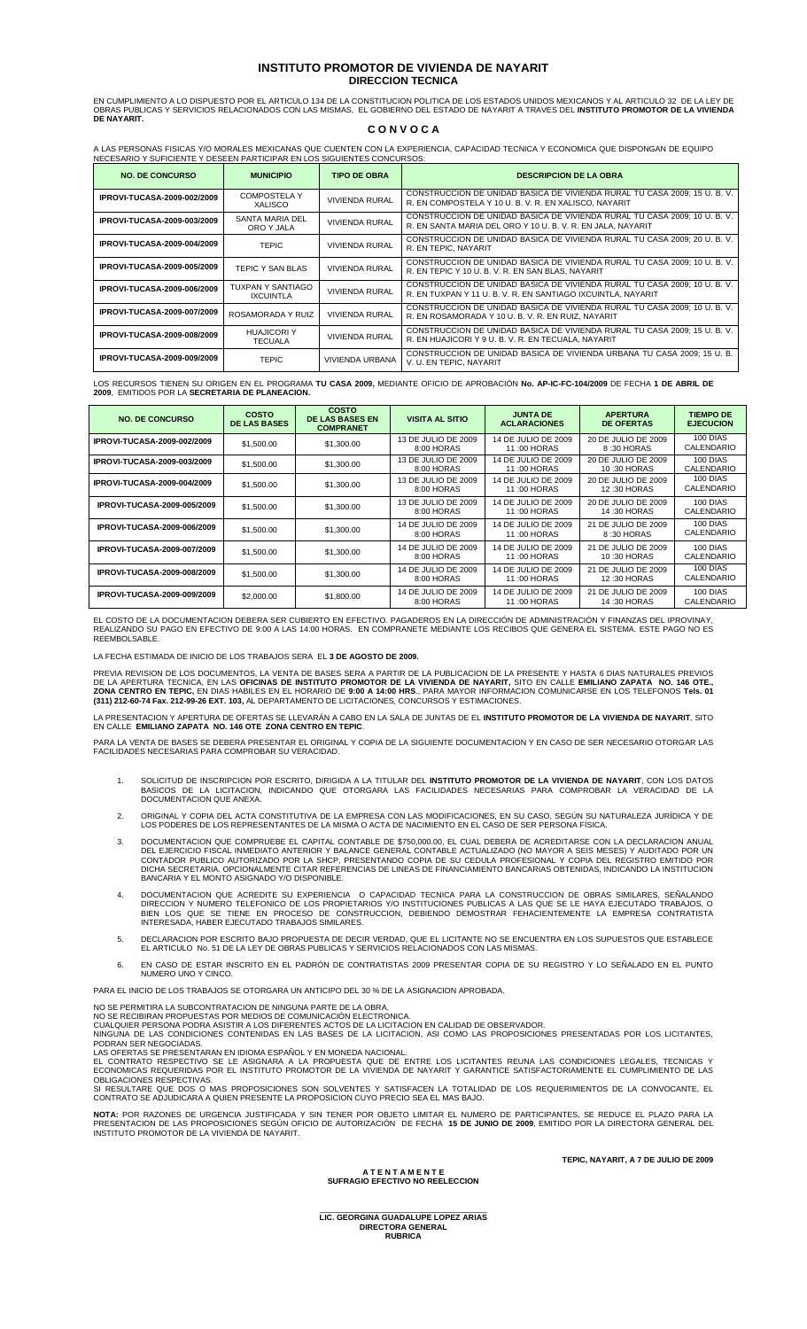# INSTITUTO PROMOTOR DE VIVIENDA DE NAYARIT
## DIRECCION TECNICA

EN CUMPLIMIENTO A LO DISPUESTO POR EL ARTICULO 134 DE LA CONSTITUCION POLITICA DE LOS ESTADOS UNIDOS MEXICANOS Y AL ARTICULO 32 DE LA LEY DE OBRAS PUBLICAS Y SERVICIOS RELACIONADOS CON LAS MISMAS, EL GOBIERNO DEL ESTADO DE NAYARIT A TRAVES DEL **INSTITUTO PROMOTOR DE LA VIVIENDA DE NAYARIT.**

## C O N V O C A

A LAS PERSONAS FISICAS Y/O MORALES MEXICANAS QUE CUENTEN CON LA EXPERIENCIA, CAPACIDAD TECNICA Y ECONOMICA QUE DISPONGAN DE EQUIPO NECESARIO Y SUFICIENTE Y DESEEN PARTICIPAR EN LOS SIGUIENTES CONCURSOS:

| NO. DE CONCURSO | MUNICIPIO | TIPO DE OBRA | DESCRIPCION DE LA OBRA |
|---|---|---|---|
| IPROVI-TUCASA-2009-002/2009 | COMPOSTELA Y XALISCO | VIVIENDA RURAL | CONSTRUCCION DE UNIDAD BASICA DE VIVIENDA RURAL TU CASA 2009; 15 U. B. V. R. EN COMPOSTELA Y 10 U. B. V. R. EN XALISCO, NAYARIT |
| IPROVI-TUCASA-2009-003/2009 | SANTA MARIA DEL ORO Y JALA | VIVIENDA RURAL | CONSTRUCCION DE UNIDAD BASICA DE VIVIENDA RURAL TU CASA 2009; 10 U. B. V. R. EN SANTA MARIA DEL ORO Y 10 U. B. V. R. EN JALA, NAYARIT |
| IPROVI-TUCASA-2009-004/2009 | TEPIC | VIVIENDA RURAL | CONSTRUCCION DE UNIDAD BASICA DE VIVIENDA RURAL TU CASA 2009; 20 U. B. V. R. EN TEPIC, NAYARIT |
| IPROVI-TUCASA-2009-005/2009 | TEPIC Y SAN BLAS | VIVIENDA RURAL | CONSTRUCCION DE UNIDAD BASICA DE VIVIENDA RURAL TU CASA 2009; 10 U. B. V. R. EN TEPIC Y 10 U. B. V. R. EN SAN BLAS, NAYARIT |
| IPROVI-TUCASA-2009-006/2009 | TUXPAN Y SANTIAGO IXCUINTLA | VIVIENDA RURAL | CONSTRUCCION DE UNIDAD BASICA DE VIVIENDA RURAL TU CASA 2009; 10 U. B. V. R. EN TUXPAN Y 11 U. B. V. R. EN SANTIAGO IXCUINTLA, NAYARIT |
| IPROVI-TUCASA-2009-007/2009 | ROSAMORADA Y RUIZ | VIVIENDA RURAL | CONSTRUCCION DE UNIDAD BASICA DE VIVIENDA RURAL TU CASA 2009; 10 U. B. V. R. EN ROSAMORADA Y 10 U. B. V. R. EN RUIZ, NAYARIT |
| IPROVI-TUCASA-2009-008/2009 | HUAJICORI Y TECUALA | VIVIENDA RURAL | CONSTRUCCION DE UNIDAD BASICA DE VIVIENDA RURAL TU CASA 2009; 15 U. B. V. R. EN HUAJICORI Y 9 U. B. V. R. EN TECUALA, NAYARIT |
| IPROVI-TUCASA-2009-009/2009 | TEPIC | VIVIENDA URBANA | CONSTRUCCION DE UNIDAD BASICA DE VIVIENDA URBANA TU CASA 2009; 15 U. B. V. U. EN TEPIC, NAYARIT |

LOS RECURSOS TIENEN SU ORIGEN EN EL PROGRAMA **TU CASA 2009,** MEDIANTE OFICIO DE APROBACIÓN **No. AP-IC-FC-104/2009** DE FECHA **1 DE ABRIL DE 2009**, EMITIDOS POR LA **SECRETARIA DE PLANEACION.**

| NO. DE CONCURSO | COSTO DE LAS BASES | COSTO DE LAS BASES EN COMPRANET | VISITA AL SITIO | JUNTA DE ACLARACIONES | APERTURA DE OFERTAS | TIEMPO DE EJECUCION |
|---|---|---|---|---|---|---|
| IPROVI-TUCASA-2009-002/2009 | $1,500.00 | $1,300.00 | 13 DE JULIO DE 2009 8:00 HORAS | 14 DE JULIO DE 2009 11 :00 HORAS | 20 DE JULIO DE 2009 8 :30 HORAS | 100 DIAS CALENDARIO |
| IPROVI-TUCASA-2009-003/2009 | $1,500.00 | $1,300.00 | 13 DE JULIO DE 2009 8:00 HORAS | 14 DE JULIO DE 2009 11 :00 HORAS | 20 DE JULIO DE 2009 10 :30 HORAS | 100 DIAS CALENDARIO |
| IPROVI-TUCASA-2009-004/2009 | $1,500.00 | $1,300.00 | 13 DE JULIO DE 2009 8:00 HORAS | 14 DE JULIO DE 2009 11 :00 HORAS | 20 DE JULIO DE 2009 12 :30 HORAS | 100 DIAS CALENDARIO |
| IPROVI-TUCASA-2009-005/2009 | $1,500.00 | $1,300.00 | 13 DE JULIO DE 2009 8:00 HORAS | 14 DE JULIO DE 2009 11 :00 HORAS | 20 DE JULIO DE 2009 14 :30 HORAS | 100 DIAS CALENDARIO |
| IPROVI-TUCASA-2009-006/2009 | $1,500.00 | $1,300.00 | 14 DE JULIO DE 2009 8:00 HORAS | 14 DE JULIO DE 2009 11 :00 HORAS | 21 DE JULIO DE 2009 8 :30 HORAS | 100 DIAS CALENDARIO |
| IPROVI-TUCASA-2009-007/2009 | $1,500.00 | $1,300.00 | 14 DE JULIO DE 2009 8:00 HORAS | 14 DE JULIO DE 2009 11 :00 HORAS | 21 DE JULIO DE 2009 10 :30 HORAS | 100 DIAS CALENDARIO |
| IPROVI-TUCASA-2009-008/2009 | $1,500.00 | $1,300.00 | 14 DE JULIO DE 2009 8:00 HORAS | 14 DE JULIO DE 2009 11 :00 HORAS | 21 DE JULIO DE 2009 12 :30 HORAS | 100 DIAS CALENDARIO |
| IPROVI-TUCASA-2009-009/2009 | $2,000.00 | $1,800.00 | 14 DE JULIO DE 2009 8:00 HORAS | 14 DE JULIO DE 2009 11 :00 HORAS | 21 DE JULIO DE 2009 14 :30 HORAS | 100 DIAS CALENDARIO |

EL COSTO DE LA DOCUMENTACION DEBERA SER CUBIERTO EN EFECTIVO. PAGADEROS EN LA DIRECCIÓN DE ADMINISTRACIÓN Y FINANZAS DEL IPROVINAY, REALIZANDO SU PAGO EN EFECTIVO DE 9:00 A LAS 14:00 HORAS. EN COMPRANETE MEDIANTE LOS RECIBOS QUE GENERA EL SISTEMA. ESTE PAGO NO ES REEMBOLSABLE.

LA FECHA ESTIMADA DE INICIO DE LOS TRABAJOS SERA EL **3 DE AGOSTO DE 2009.**

PREVIA REVISION DE LOS DOCUMENTOS, LA VENTA DE BASES SERA A PARTIR DE LA PUBLICACION DE LA PRESENTE Y HASTA 6 DIAS NATURALES PREVIOS DE LA APERTURA TECNICA, EN LAS **OFICINAS DE INSTITUTO PROMOTOR DE LA VIVIENDA DE NAYARIT,** SITO EN CALLE **EMILIANO ZAPATA NO. 146 OTE., ZONA CENTRO EN TEPIC,** EN DIAS HABILES EN EL HORARIO DE **9:00 A 14:00 HRS.**, PARA MAYOR INFORMACION COMUNICARSE EN LOS TELEFONOS **Tels. 01 (311) 212-60-74 Fax. 212-99-26 EXT. 103,** AL DEPARTAMENTO DE LICITACIONES, CONCURSOS Y ESTIMACIONES.

LA PRESENTACION Y APERTURA DE OFERTAS SE LLEVARÁN A CABO EN LA SALA DE JUNTAS DE EL **INSTITUTO PROMOTOR DE LA VIVIENDA DE NAYARIT**, SITO EN CALLE **EMILIANO ZAPATA NO. 146 OTE ZONA CENTRO EN TEPIC**.

PARA LA VENTA DE BASES SE DEBERA PRESENTAR EL ORIGINAL Y COPIA DE LA SIGUIENTE DOCUMENTACION Y EN CASO DE SER NECESARIO OTORGAR LAS FACILIDADES NECESARIAS PARA COMPROBAR SU VERACIDAD.

1. SOLICITUD DE INSCRIPCION POR ESCRITO, DIRIGIDA A LA TITULAR DEL **INSTITUTO PROMOTOR DE LA VIVIENDA DE NAYARIT**, CON LOS DATOS BASICOS DE LA LICITACION, INDICANDO QUE OTORGARA LAS FACILIDADES NECESARIAS PARA COMPROBAR LA VERACIDAD DE LA DOCUMENTACION QUE ANEXA.
2. ORIGINAL Y COPIA DEL ACTA CONSTITUTIVA DE LA EMPRESA CON LAS MODIFICACIONES, EN SU CASO, SEGÚN SU NATURALEZA JURÍDICA Y DE LOS PODERES DE LOS REPRESENTANTES DE LA MISMA O ACTA DE NACIMIENTO EN EL CASO DE SER PERSONA FÍSICA.
3. DOCUMENTACION QUE COMPRUEBE EL CAPITAL CONTABLE DE $750,000.00, EL CUAL DEBERA DE ACREDITARSE CON LA DECLARACION ANUAL DEL EJERCICIO FISCAL INMEDIATO ANTERIOR Y BALANCE GENERAL CONTABLE ACTUALIZADO (NO MAYOR A SEIS MESES) Y AUDITADO POR UN CONTADOR PUBLICO AUTORIZADO POR LA SHCP, PRESENTANDO COPIA DE SU CEDULA PROFESIONAL Y COPIA DEL REGISTRO EMITIDO POR DICHA SECRETARIA. OPCIONALMENTE CITAR REFERENCIAS DE LINEAS DE FINANCIAMIENTO BANCARIAS OBTENIDAS, INDICANDO LA INSTITUCION BANCARIA Y EL MONTO ASIGNADO Y/O DISPONIBLE.
4. DOCUMENTACION QUE ACREDITE SU EXPERIENCIA O CAPACIDAD TECNICA PARA LA CONSTRUCCION DE OBRAS SIMILARES, SEÑALANDO DIRECCION Y NUMERO TELEFONICO DE LOS PROPIETARIOS Y/O INSTITUCIONES PUBLICAS A LAS QUE SE LE HAYA EJECUTADO TRABAJOS, O BIEN LOS QUE SE TIENE EN PROCESO DE CONSTRUCCION, DEBIENDO DEMOSTRAR FEHACIENTEMENTE LA EMPRESA CONTRATISTA INTERESADA, HABER EJECUTADO TRABAJOS SIMILARES.
5. DECLARACION POR ESCRITO BAJO PROPUESTA DE DECIR VERDAD, QUE EL LICITANTE NO SE ENCUENTRA EN LOS SUPUESTOS QUE ESTABLECE EL ARTICULO No. 51 DE LA LEY DE OBRAS PUBLICAS Y SERVICIOS RELACIONADOS CON LAS MISMAS.
6. EN CASO DE ESTAR INSCRITO EN EL PADRÓN DE CONTRATISTAS 2009 PRESENTAR COPIA DE SU REGISTRO Y LO SEÑALADO EN EL PUNTO NUMERO UNO Y CINCO.

PARA EL INICIO DE LOS TRABAJOS SE OTORGARA UN ANTICIPO DEL 30 % DE LA ASIGNACION APROBADA.

NO SE PERMITIRA LA SUBCONTRATACION DE NINGUNA PARTE DE LA OBRA.
NO SE RECIBIRAN PROPUESTAS POR MEDIOS DE COMUNICACIÓN ELECTRONICA.
CUALQUIER PERSONA PODRA ASISTIR A LOS DIFERENTES ACTOS DE LA LICITACION EN CALIDAD DE OBSERVADOR.
NINGUNA DE LAS CONDICIONES CONTENIDAS EN LAS BASES DE LA LICITACION, ASI COMO LAS PROPOSICIONES PRESENTADAS POR LOS LICITANTES, PODRAN SER NEGOCIADAS.
LAS OFERTAS SE PRESENTARAN EN IDIOMA ESPAÑOL Y EN MONEDA NACIONAL.
EL CONTRATO RESPECTIVO SE LE ASIGNARA A LA PROPUESTA QUE DE ENTRE LOS LICITANTES REUNA LAS CONDICIONES LEGALES, TECNICAS Y ECONOMICAS REQUERIDAS POR EL INSTITUTO PROMOTOR DE LA VIVIENDA DE NAYARIT Y GARANTICE SATISFACTORIAMENTE EL CUMPLIMIENTO DE LAS OBLIGACIONES RESPECTIVAS.
SI RESULTARE QUE DOS O MAS PROPOSICIONES SON SOLVENTES Y SATISFACEN LA TOTALIDAD DE LOS REQUERIMIENTOS DE LA CONVOCANTE, EL CONTRATO SE ADJUDICARA A QUIEN PRESENTE LA PROPOSICION CUYO PRECIO SEA EL MAS BAJO.

**NOTA:** POR RAZONES DE URGENCIA JUSTIFICADA Y SIN TENER POR OBJETO LIMITAR EL NUMERO DE PARTICIPANTES, SE REDUCE EL PLAZO PARA LA PRESENTACION DE LAS PROPOSICIONES SEGÚN OFICIO DE AUTORIZACIÓN DE FECHA **15 DE JUNIO DE 2009**, EMITIDO POR LA DIRECTORA GENERAL DEL INSTITUTO PROMOTOR DE LA VIVIENDA DE NAYARIT.

**TEPIC, NAYARIT, A 7 DE JULIO DE 2009**

**A T E N T A M E N T E**
**SUFRAGIO EFECTIVO NO REELECCION**

**LIC. GEORGINA GUADALUPE LOPEZ ARIAS**
**DIRECTORA GENERAL**
**RUBRICA**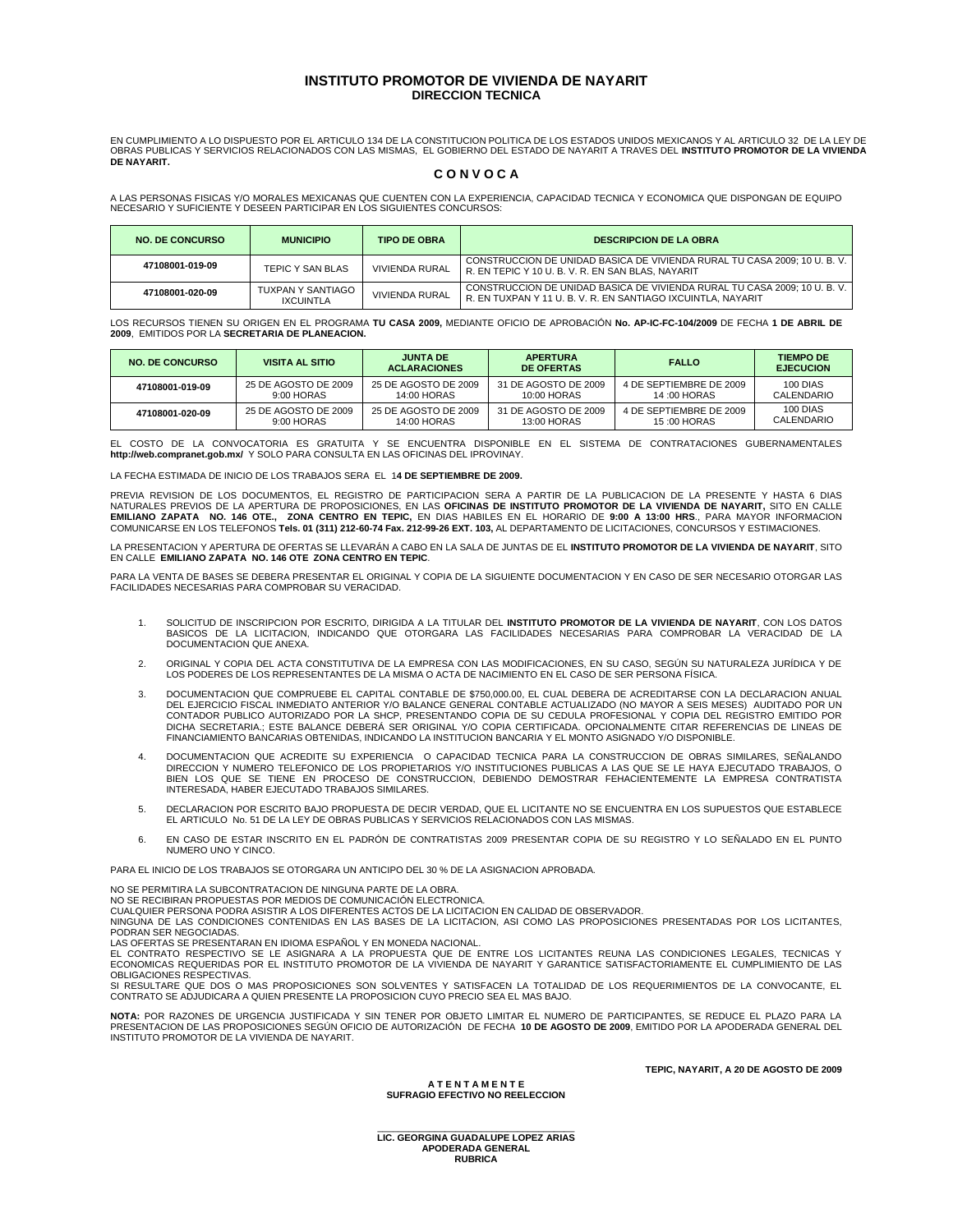# INSTITUTO PROMOTOR DE VIVIENDA DE NAYARIT
## DIRECCION TECNICA

EN CUMPLIMIENTO A LO DISPUESTO POR EL ARTICULO 134 DE LA CONSTITUCION POLITICA DE LOS ESTADOS UNIDOS MEXICANOS Y AL ARTICULO 32 DE LA LEY DE OBRAS PUBLICAS Y SERVICIOS RELACIONADOS CON LAS MISMAS, EL GOBIERNO DEL ESTADO DE NAYARIT A TRAVES DEL **INSTITUTO PROMOTOR DE LA VIVIENDA DE NAYARIT.**

## C O N V O C A

A LAS PERSONAS FISICAS Y/O MORALES MEXICANAS QUE CUENTEN CON LA EXPERIENCIA, CAPACIDAD TECNICA Y ECONOMICA QUE DISPONGAN DE EQUIPO NECESARIO Y SUFICIENTE Y DESEEN PARTICIPAR EN LOS SIGUIENTES CONCURSOS:

| NO. DE CONCURSO | MUNICIPIO | TIPO DE OBRA | DESCRIPCION DE LA OBRA |
|---|---|---|---|
| 47108001-019-09 | TEPIC Y SAN BLAS | VIVIENDA RURAL | CONSTRUCCION DE UNIDAD BASICA DE VIVIENDA RURAL TU CASA 2009; 10 U. B. V. R. EN TEPIC Y 10 U. B. V. R. EN SAN BLAS, NAYARIT |
| 47108001-020-09 | TUXPAN Y SANTIAGO IXCUINTLA | VIVIENDA RURAL | CONSTRUCCION DE UNIDAD BASICA DE VIVIENDA RURAL TU CASA 2009; 10 U. B. V. R. EN TUXPAN Y 11 U. B. V. R. EN SANTIAGO IXCUINTLA, NAYARIT |

LOS RECURSOS TIENEN SU ORIGEN EN EL PROGRAMA **TU CASA 2009,** MEDIANTE OFICIO DE APROBACIÓN **No. AP-IC-FC-104/2009** DE FECHA **1 DE ABRIL DE 2009**, EMITIDOS POR LA **SECRETARIA DE PLANEACION.**

| NO. DE CONCURSO | VISITA AL SITIO | JUNTA DE ACLARACIONES | APERTURA DE OFERTAS | FALLO | TIEMPO DE EJECUCION |
|---|---|---|---|---|---|
| 47108001-019-09 | 25 DE AGOSTO DE 2009 9:00 HORAS | 25 DE AGOSTO DE 2009 14:00 HORAS | 31 DE AGOSTO DE 2009 10:00 HORAS | 4 DE SEPTIEMBRE DE 2009 14 :00 HORAS | 100 DIAS CALENDARIO |
| 47108001-020-09 | 25 DE AGOSTO DE 2009 9:00 HORAS | 25 DE AGOSTO DE 2009 14:00 HORAS | 31 DE AGOSTO DE 2009 13:00 HORAS | 4 DE SEPTIEMBRE DE 2009 15 :00 HORAS | 100 DIAS CALENDARIO |

EL COSTO DE LA CONVOCATORIA ES GRATUITA Y SE ENCUENTRA DISPONIBLE EN EL SISTEMA DE CONTRATACIONES GUBERNAMENTALES **http://web.compranet.gob.mx/** Y SOLO PARA CONSULTA EN LAS OFICINAS DEL IPROVINAY.

LA FECHA ESTIMADA DE INICIO DE LOS TRABAJOS SERA EL 1**4 DE SEPTIEMBRE DE 2009.**

PREVIA REVISION DE LOS DOCUMENTOS, EL REGISTRO DE PARTICIPACION SERA A PARTIR DE LA PUBLICACION DE LA PRESENTE Y HASTA 6 DIAS NATURALES PREVIOS DE LA APERTURA DE PROPOSICIONES, EN LAS **OFICINAS DE INSTITUTO PROMOTOR DE LA VIVIENDA DE NAYARIT,** SITO EN CALLE **EMILIANO ZAPATA NO. 146 OTE., ZONA CENTRO EN TEPIC,** EN DIAS HABILES EN EL HORARIO DE **9:00 A 13:00 HRS**., PARA MAYOR INFORMACION COMUNICARSE EN LOS TELEFONOS **Tels. 01 (311) 212-60-74 Fax. 212-99-26 EXT. 103,** AL DEPARTAMENTO DE LICITACIONES, CONCURSOS Y ESTIMACIONES.

LA PRESENTACION Y APERTURA DE OFERTAS SE LLEVARÁN A CABO EN LA SALA DE JUNTAS DE EL **INSTITUTO PROMOTOR DE LA VIVIENDA DE NAYARIT**, SITO EN CALLE **EMILIANO ZAPATA NO. 146 OTE ZONA CENTRO EN TEPIC**.

PARA LA VENTA DE BASES SE DEBERA PRESENTAR EL ORIGINAL Y COPIA DE LA SIGUIENTE DOCUMENTACION Y EN CASO DE SER NECESARIO OTORGAR LAS FACILIDADES NECESARIAS PARA COMPROBAR SU VERACIDAD.

1. SOLICITUD DE INSCRIPCION POR ESCRITO, DIRIGIDA A LA TITULAR DEL **INSTITUTO PROMOTOR DE LA VIVIENDA DE NAYARIT**, CON LOS DATOS BASICOS DE LA LICITACION, INDICANDO QUE OTORGARA LAS FACILIDADES NECESARIAS PARA COMPROBAR LA VERACIDAD DE LA DOCUMENTACION QUE ANEXA.
2. ORIGINAL Y COPIA DEL ACTA CONSTITUTIVA DE LA EMPRESA CON LAS MODIFICACIONES, EN SU CASO, SEGÚN SU NATURALEZA JURÍDICA Y DE LOS PODERES DE LOS REPRESENTANTES DE LA MISMA O ACTA DE NACIMIENTO EN EL CASO DE SER PERSONA FÍSICA.
3. DOCUMENTACION QUE COMPRUEBE EL CAPITAL CONTABLE DE $750,000.00, EL CUAL DEBERA DE ACREDITARSE CON LA DECLARACION ANUAL DEL EJERCICIO FISCAL INMEDIATO ANTERIOR Y/O BALANCE GENERAL CONTABLE ACTUALIZADO (NO MAYOR A SEIS MESES) AUDITADO POR UN CONTADOR PUBLICO AUTORIZADO POR LA SHCP, PRESENTANDO COPIA DE SU CEDULA PROFESIONAL Y COPIA DEL REGISTRO EMITIDO POR DICHA SECRETARIA.; ESTE BALANCE DEBERÁ SER ORIGINAL Y/O COPIA CERTIFICADA. OPCIONALMENTE CITAR REFERENCIAS DE LINEAS DE FINANCIAMIENTO BANCARIAS OBTENIDAS, INDICANDO LA INSTITUCION BANCARIA Y EL MONTO ASIGNADO Y/O DISPONIBLE.
4. DOCUMENTACION QUE ACREDITE SU EXPERIENCIA O CAPACIDAD TECNICA PARA LA CONSTRUCCION DE OBRAS SIMILARES, SEÑALANDO DIRECCION Y NUMERO TELEFONICO DE LOS PROPIETARIOS Y/O INSTITUCIONES PUBLICAS A LAS QUE SE LE HAYA EJECUTADO TRABAJOS, O BIEN LOS QUE SE TIENE EN PROCESO DE CONSTRUCCION, DEBIENDO DEMOSTRAR FEHACIENTEMENTE LA EMPRESA CONTRATISTA INTERESADA, HABER EJECUTADO TRABAJOS SIMILARES.
5. DECLARACION POR ESCRITO BAJO PROPUESTA DE DECIR VERDAD, QUE EL LICITANTE NO SE ENCUENTRA EN LOS SUPUESTOS QUE ESTABLECE EL ARTICULO No. 51 DE LA LEY DE OBRAS PUBLICAS Y SERVICIOS RELACIONADOS CON LAS MISMAS.
6. EN CASO DE ESTAR INSCRITO EN EL PADRÓN DE CONTRATISTAS 2009 PRESENTAR COPIA DE SU REGISTRO Y LO SEÑALADO EN EL PUNTO NUMERO UNO Y CINCO.

PARA EL INICIO DE LOS TRABAJOS SE OTORGARA UN ANTICIPO DEL 30 % DE LA ASIGNACION APROBADA.

NO SE PERMITIRA LA SUBCONTRATACION DE NINGUNA PARTE DE LA OBRA.
NO SE RECIBIRAN PROPUESTAS POR MEDIOS DE COMUNICACIÓN ELECTRONICA.
CUALQUIER PERSONA PODRA ASISTIR A LOS DIFERENTES ACTOS DE LA LICITACION EN CALIDAD DE OBSERVADOR.
NINGUNA DE LAS CONDICIONES CONTENIDAS EN LAS BASES DE LA LICITACION, ASI COMO LAS PROPOSICIONES PRESENTADAS POR LOS LICITANTES, PODRAN SER NEGOCIADAS.
LAS OFERTAS SE PRESENTARAN EN IDIOMA ESPAÑOL Y EN MONEDA NACIONAL.
EL CONTRATO RESPECTIVO SE LE ASIGNARA A LA PROPUESTA QUE DE ENTRE LOS LICITANTES REUNA LAS CONDICIONES LEGALES, TECNICAS Y ECONOMICAS REQUERIDAS POR EL INSTITUTO PROMOTOR DE LA VIVIENDA DE NAYARIT Y GARANTICE SATISFACTORIAMENTE EL CUMPLIMIENTO DE LAS OBLIGACIONES RESPECTIVAS.
SI RESULTARE QUE DOS O MAS PROPOSICIONES SON SOLVENTES Y SATISFACEN LA TOTALIDAD DE LOS REQUERIMIENTOS DE LA CONVOCANTE, EL CONTRATO SE ADJUDICARA A QUIEN PRESENTE LA PROPOSICION CUYO PRECIO SEA EL MAS BAJO.

**NOTA:** POR RAZONES DE URGENCIA JUSTIFICADA Y SIN TENER POR OBJETO LIMITAR EL NUMERO DE PARTICIPANTES, SE REDUCE EL PLAZO PARA LA PRESENTACION DE LAS PROPOSICIONES SEGÚN OFICIO DE AUTORIZACIÓN DE FECHA **10 DE AGOSTO DE 2009**, EMITIDO POR LA APODERADA GENERAL DEL INSTITUTO PROMOTOR DE LA VIVIENDA DE NAYARIT.

**TEPIC, NAYARIT, A 20 DE AGOSTO DE 2009**

**A T E N T A M E N T E**
**SUFRAGIO EFECTIVO NO REELECCION**

**LIC. GEORGINA GUADALUPE LOPEZ ARIAS**
**APODERADA GENERAL**
**RUBRICA**